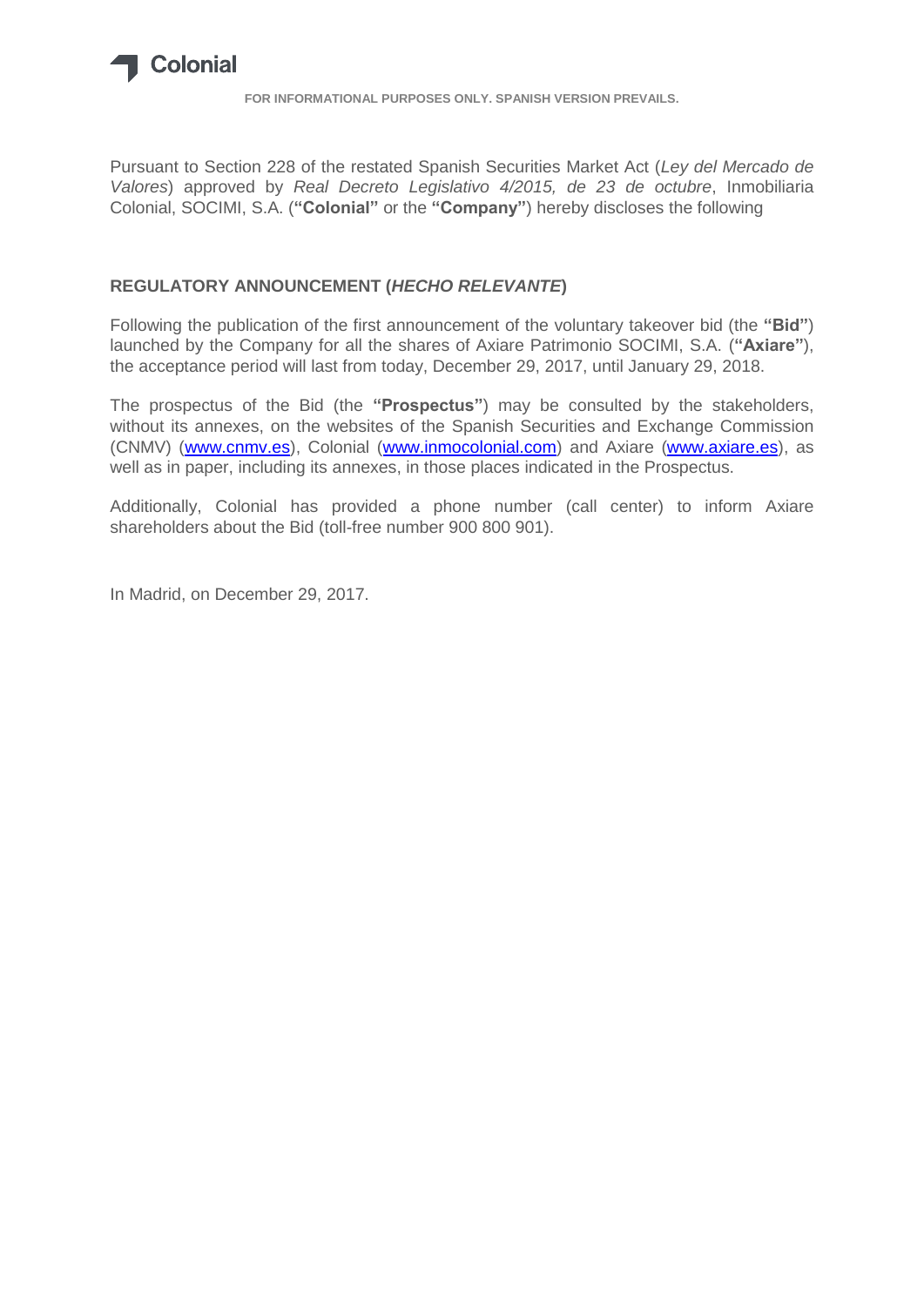Colonial

FOR INFORMATIONAL PURPOSES ONLY. SPANISH VERSION PREVAILS.

Pursuant to Section 228 of the restated Spanish Securities Market Act (*Ley del Mercado de Valores*) approved by *Real Decreto Legislativo 4/2015, de 23 de octubre*, Inmobiliaria Colonial, SOCIMI, S.A. (**"Colonial"** or the **"Company"**) hereby discloses the following

## REGULATORY ANNOUNCEMENT (*HECHO RELEVANTE*)

Following the publication of the first announcement of the voluntary takeover bid (the **"Bid"**) launched by the Company for all the shares of Axiare Patrimonio SOCIMI, S.A. (**"Axiare"**), the acceptance period will last from today, December 29, 2017, until January 29, 2018.

The prospectus of the Bid (the **"Prospectus"**) may be consulted by the stakeholders, without its annexes, on the websites of the Spanish Securities and Exchange Commission (CNMV) (www.cnmv.es), Colonial (www.inmocolonial.com) and Axiare (www.axiare.es), as well as in paper, including its annexes, in those places indicated in the Prospectus.

Additionally, Colonial has provided a phone number (call center) to inform Axiare shareholders about the Bid (toll-free number 900 800 901).

In Madrid, on December 29, 2017.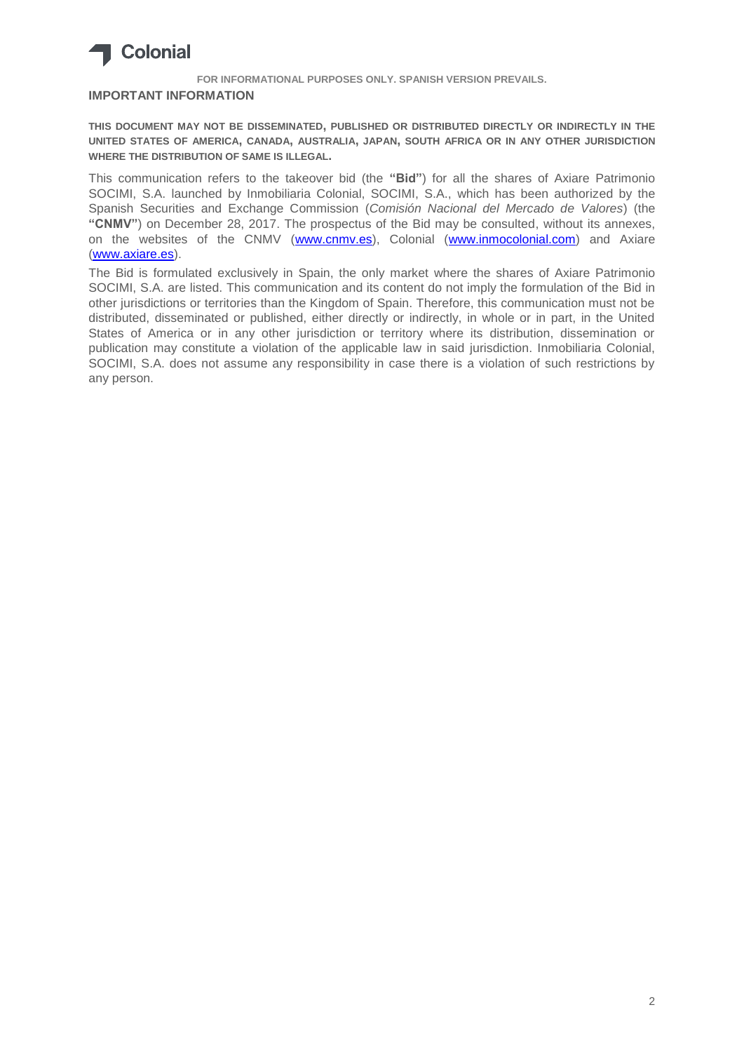FOR INFORMATIONAL PURPOSES ONLY. SPANISH VERSION PREVAILS.

## IMPORTANT INFORMATION

**THIS DOCUMENT MAY NOT BE DISSEMINATED, PUBLISHED OR DISTRIBUTED DIRECTLY OR INDIRECTLY IN THE UNITED STATES OF AMERICA, CANADA, AUSTRALIA, JAPAN, SOUTH AFRICA OR IN ANY OTHER JURISDICTION WHERE THE DISTRIBUTION OF SAME IS ILLEGAL.**

This communication refers to the takeover bid (the **"Bid"**) for all the shares of Axiare Patrimonio SOCIMI, S.A. launched by Inmobiliaria Colonial, SOCIMI, S.A., which has been authorized by the Spanish Securities and Exchange Commission (*Comisión Nacional del Mercado de Valores*) (the **"CNMV"**) on December 28, 2017. The prospectus of the Bid may be consulted, without its annexes, on the websites of the CNMV (www.cnmv.es), Colonial (www.inmocolonial.com) and Axiare (www.axiare.es).

The Bid is formulated exclusively in Spain, the only market where the shares of Axiare Patrimonio SOCIMI, S.A. are listed. This communication and its content do not imply the formulation of the Bid in other jurisdictions or territories than the Kingdom of Spain. Therefore, this communication must not be distributed, disseminated or published, either directly or indirectly, in whole or in part, in the United States of America or in any other jurisdiction or territory where its distribution, dissemination or publication may constitute a violation of the applicable law in said jurisdiction. Inmobiliaria Colonial, SOCIMI, S.A. does not assume any responsibility in case there is a violation of such restrictions by any person.